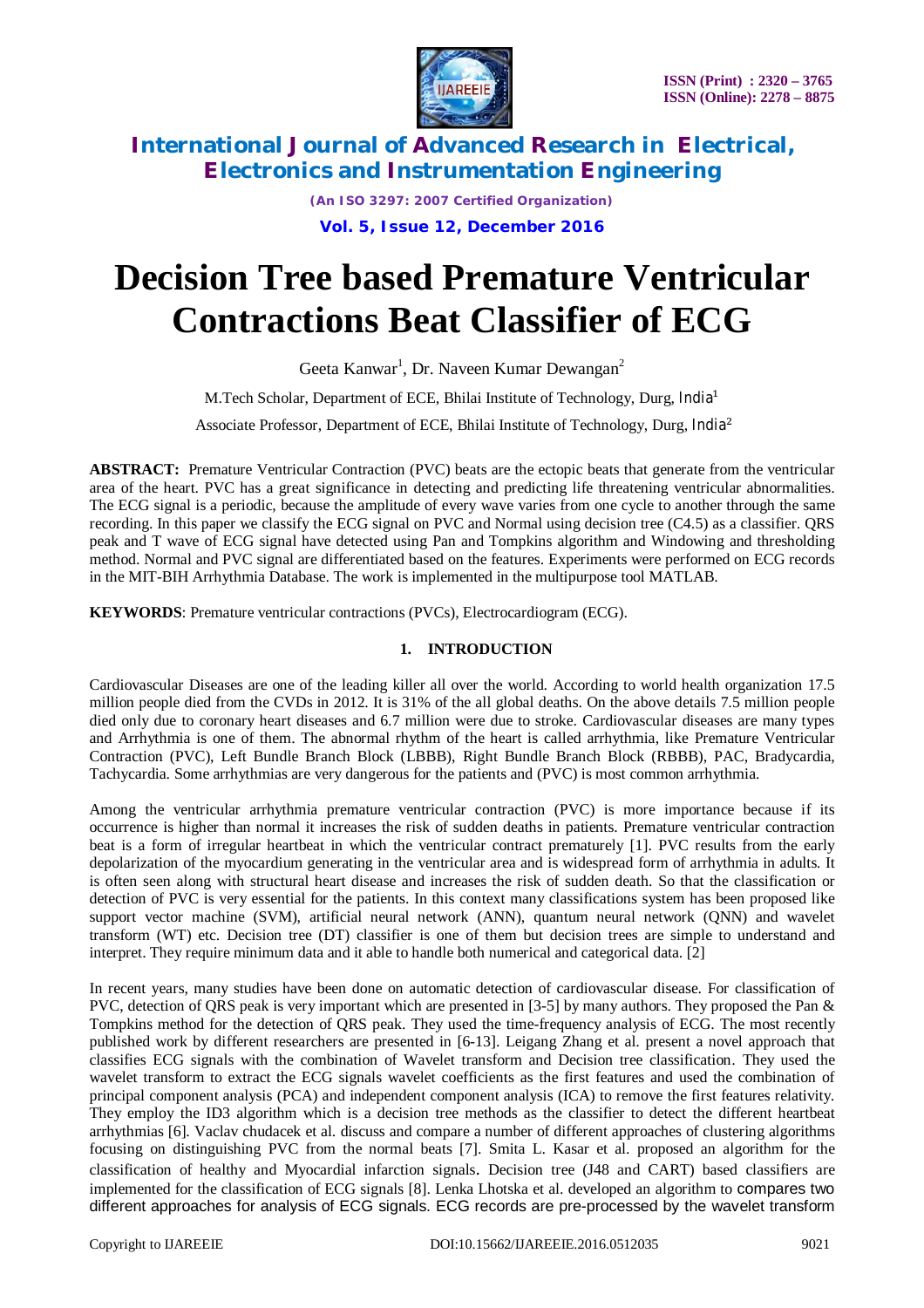# Decision Tree based Premature Ventricular Contractions Beat Classifier of ECG

Geeta Kanwar[1], Dr. Naveen Kumar Dewangan[2]

M.Tech Scholar, Department of ECE, Bhilai Institute of Technology, Durg, India[1]

Associate Professor, Department of ECE, Bhilai Institute of Technology, Durg, India[2]

**ABSTRACT:** Premature Ventricular Contraction (PVC) beats are the ectopic beats that generate from the ventricular area of the heart. PVC has a great significance in detecting and predicting life threatening ventricular abnormalities. The ECG signal is a periodic, because the amplitude of every wave varies from one cycle to another through the same recording. In this paper we classify the ECG signal on PVC and Normal using decision tree (C4.5) as a classifier. QRS peak and T wave of ECG signal have detected using Pan and Tompkins algorithm and Windowing and thresholding method. Normal and PVC signal are differentiated based on the features. Experiments were performed on ECG records in the MIT-BIH Arrhythmia Database. The work is implemented in the multipurpose tool MATLAB.

**KEYWORDS**: Premature ventricular contractions (PVCs), Electrocardiogram (ECG).

## 1. INTRODUCTION

Cardiovascular Diseases are one of the leading killer all over the world. According to world health organization 17.5 million people died from the CVDs in 2012. It is 31% of the all global deaths. On the above details 7.5 million people died only due to coronary heart diseases and 6.7 million were due to stroke. Cardiovascular diseases are many types and Arrhythmia is one of them. The abnormal rhythm of the heart is called arrhythmia, like Premature Ventricular Contraction (PVC), Left Bundle Branch Block (LBBB), Right Bundle Branch Block (RBBB), PAC, Bradycardia, Tachycardia. Some arrhythmias are very dangerous for the patients and (PVC) is most common arrhythmia.

Among the ventricular arrhythmia premature ventricular contraction (PVC) is more importance because if its occurrence is higher than normal it increases the risk of sudden deaths in patients. Premature ventricular contraction beat is a form of irregular heartbeat in which the ventricular contract prematurely [1]. PVC results from the early depolarization of the myocardium generating in the ventricular area and is widespread form of arrhythmia in adults. It is often seen along with structural heart disease and increases the risk of sudden death. So that the classification or detection of PVC is very essential for the patients. In this context many classifications system has been proposed like support vector machine (SVM), artificial neural network (ANN), quantum neural network (QNN) and wavelet transform (WT) etc. Decision tree (DT) classifier is one of them but decision trees are simple to understand and interpret. They require minimum data and it able to handle both numerical and categorical data. [2]

In recent years, many studies have been done on automatic detection of cardiovascular disease. For classification of PVC, detection of QRS peak is very important which are presented in [3-5] by many authors. They proposed the Pan & Tompkins method for the detection of QRS peak. They used the time-frequency analysis of ECG. The most recently published work by different researchers are presented in [6-13]. Leigang Zhang et al. present a novel approach that classifies ECG signals with the combination of Wavelet transform and Decision tree classification. They used the wavelet transform to extract the ECG signals wavelet coefficients as the first features and used the combination of principal component analysis (PCA) and independent component analysis (ICA) to remove the first features relativity. They employ the ID3 algorithm which is a decision tree methods as the classifier to detect the different heartbeat arrhythmias [6]. Vaclav chudacek et al. discuss and compare a number of different approaches of clustering algorithms focusing on distinguishing PVC from the normal beats [7]. Smita L. Kasar et al. proposed an algorithm for the classification of healthy and Myocardial infarction signals. Decision tree (J48 and CART) based classifiers are implemented for the classification of ECG signals [8]. Lenka Lhotska et al. developed an algorithm to compares two different approaches for analysis of ECG signals. ECG records are pre-processed by the wavelet transform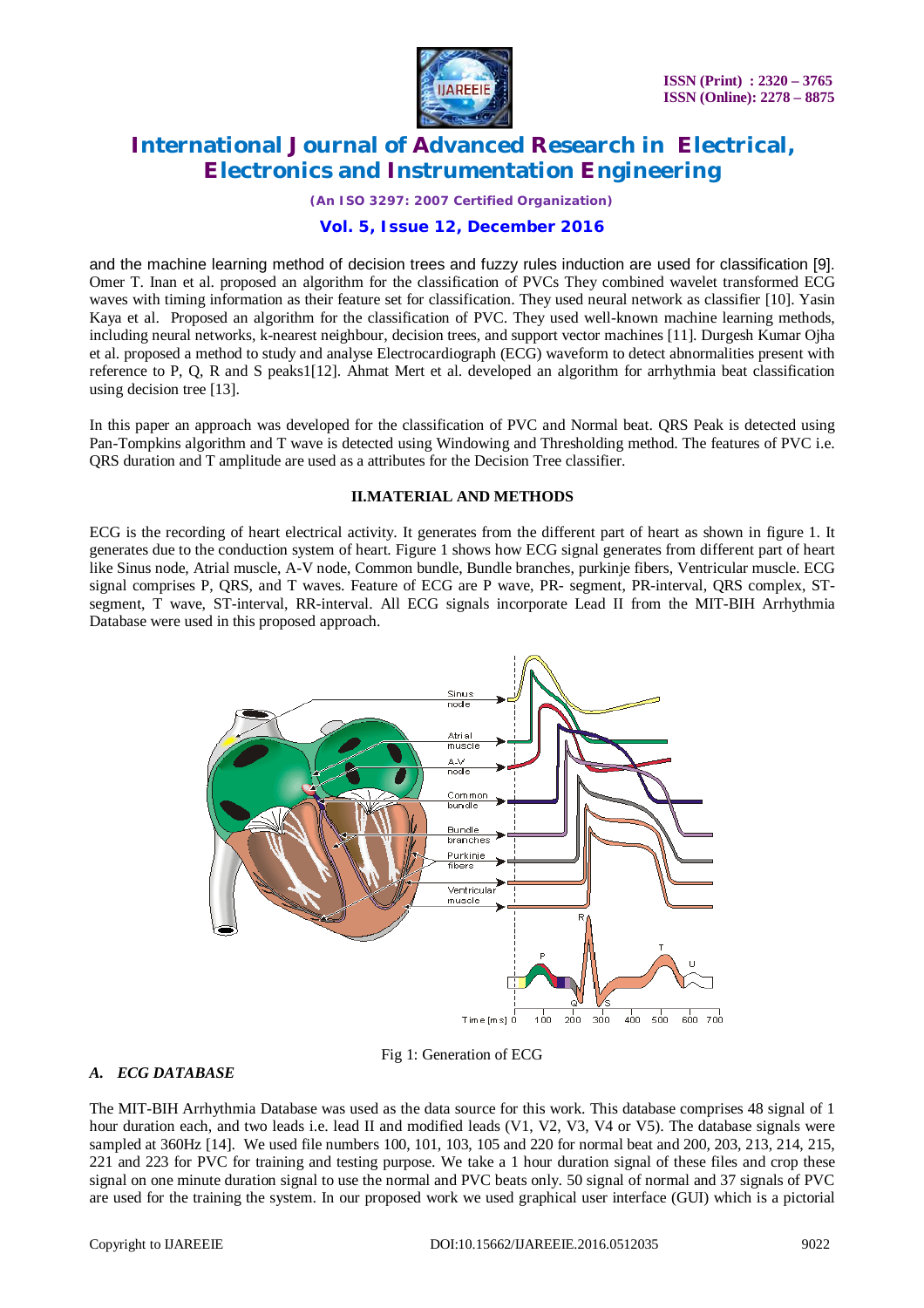and the machine learning method of decision trees and fuzzy rules induction are used for classification [9]. Omer T. Inan et al. proposed an algorithm for the classification of PVCs They combined wavelet transformed ECG waves with timing information as their feature set for classification. They used neural network as classifier [10]. Yasin Kaya et al. Proposed an algorithm for the classification of PVC. They used well-known machine learning methods, including neural networks, k-nearest neighbour, decision trees, and support vector machines [11]. Durgesh Kumar Ojha et al. proposed a method to study and analyse Electrocardiograph (ECG) waveform to detect abnormalities present with reference to P, Q, R and S peaks1[12]. Ahmat Mert et al. developed an algorithm for arrhythmia beat classification using decision tree [13].

In this paper an approach was developed for the classification of PVC and Normal beat. QRS Peak is detected using Pan-Tompkins algorithm and T wave is detected using Windowing and Thresholding method. The features of PVC i.e. QRS duration and T amplitude are used as a attributes for the Decision Tree classifier.

## II.MATERIAL AND METHODS

ECG is the recording of heart electrical activity. It generates from the different part of heart as shown in figure 1. It generates due to the conduction system of heart. Figure 1 shows how ECG signal generates from different part of heart like Sinus node, Atrial muscle, A-V node, Common bundle, Bundle branches, purkinje fibers, Ventricular muscle. ECG signal comprises P, QRS, and T waves. Feature of ECG are P wave, PR- segment, PR-interval, QRS complex, ST-segment, T wave, ST-interval, RR-interval. All ECG signals incorporate Lead II from the MIT-BIH Arrhythmia Database were used in this proposed approach.

Fig 1: Generation of ECG

### *A. ECG DATABASE*

The MIT-BIH Arrhythmia Database was used as the data source for this work. This database comprises 48 signal of 1 hour duration each, and two leads i.e. lead II and modified leads (V1, V2, V3, V4 or V5). The database signals were sampled at 360Hz [14]. We used file numbers 100, 101, 103, 105 and 220 for normal beat and 200, 203, 213, 214, 215, 221 and 223 for PVC for training and testing purpose. We take a 1 hour duration signal of these files and crop these signal on one minute duration signal to use the normal and PVC beats only. 50 signal of normal and 37 signals of PVC are used for the training the system. In our proposed work we used graphical user interface (GUI) which is a pictorial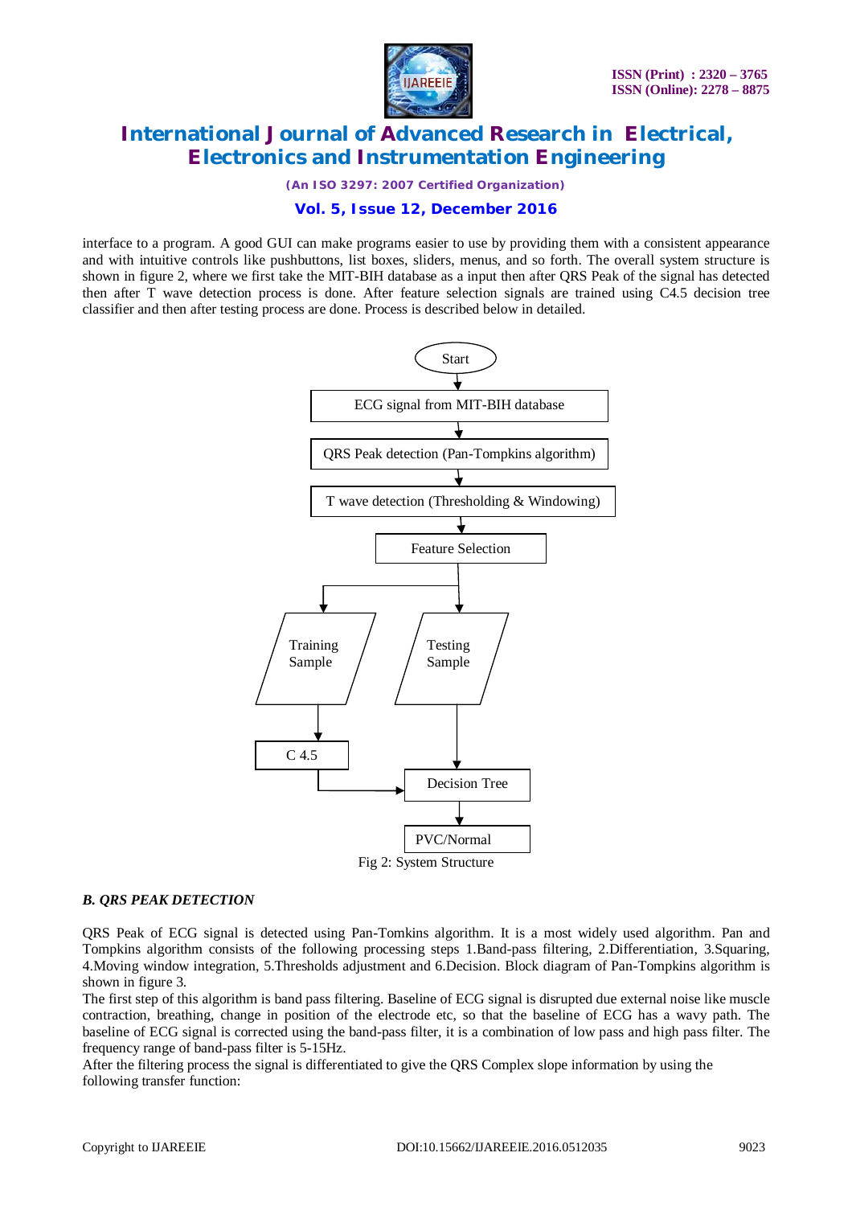interface to a program. A good GUI can make programs easier to use by providing them with a consistent appearance and with intuitive controls like pushbuttons, list boxes, sliders, menus, and so forth. The overall system structure is shown in figure 2, where we first take the MIT-BIH database as a input then after QRS Peak of the signal has detected then after T wave detection process is done. After feature selection signals are trained using C4.5 decision tree classifier and then after testing process are done. Process is described below in detailed.

Fig 2: System Structure

### *B. QRS PEAK DETECTION*

QRS Peak of ECG signal is detected using Pan-Tomkins algorithm. It is a most widely used algorithm. Pan and Tompkins algorithm consists of the following processing steps 1.Band-pass filtering, 2.Differentiation, 3.Squaring, 4.Moving window integration, 5.Thresholds adjustment and 6.Decision. Block diagram of Pan-Tompkins algorithm is shown in figure 3.

The first step of this algorithm is band pass filtering. Baseline of ECG signal is disrupted due external noise like muscle contraction, breathing, change in position of the electrode etc, so that the baseline of ECG has a wavy path. The baseline of ECG signal is corrected using the band-pass filter, it is a combination of low pass and high pass filter. The frequency range of band-pass filter is 5-15Hz.

After the filtering process the signal is differentiated to give the QRS Complex slope information by using the following transfer function: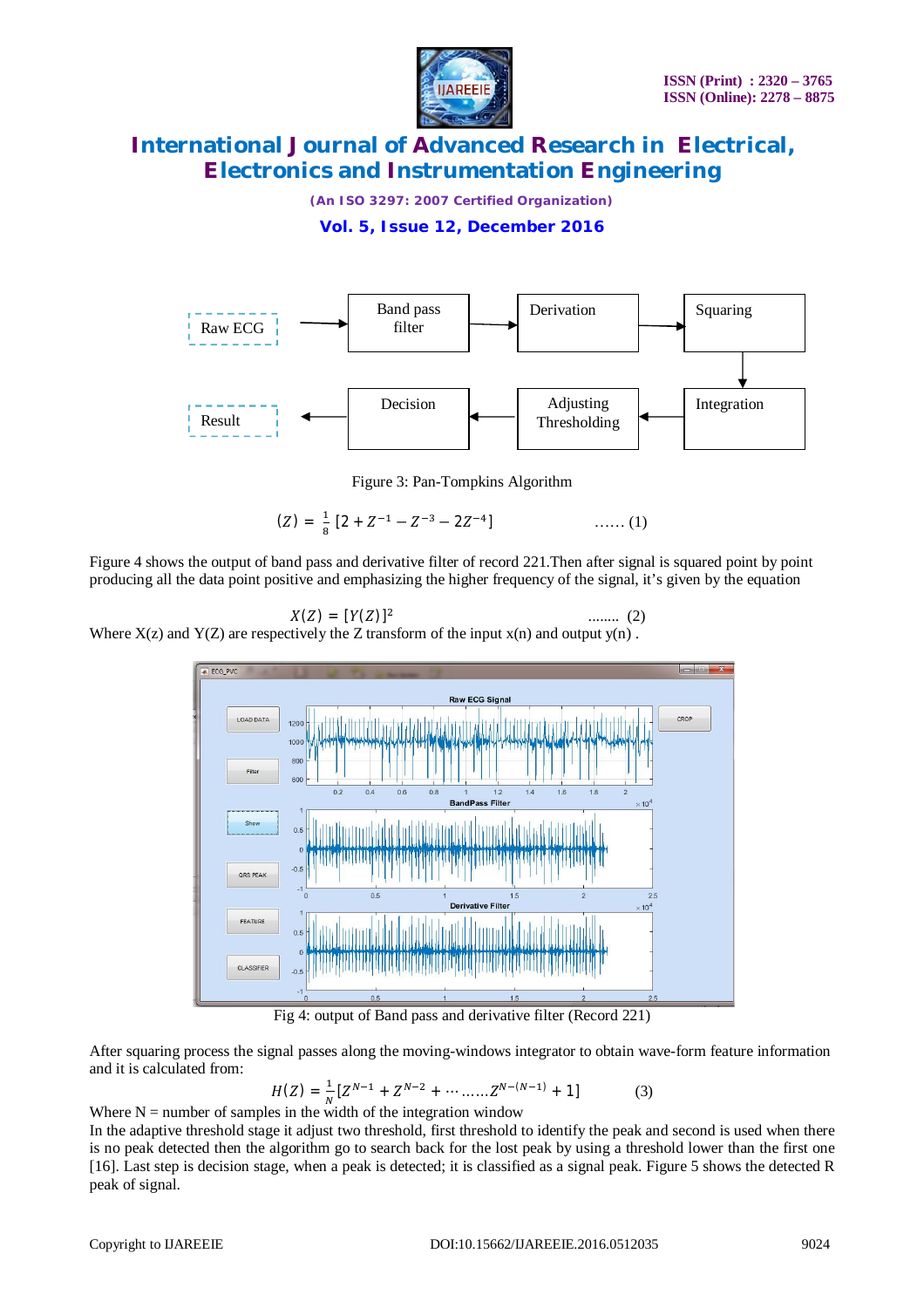Raw ECG → Band pass filter → Derivation → Squaring → Integration → Adjusting Thresholding → Decision → Result

Figure 3: Pan-Tompkins Algorithm

$$(Z) = \frac{1}{8}\left[2 + Z^{-1} - Z^{-3} - 2Z^{-4}\right] \qquad \ldots\ldots (1)$$

Figure 4 shows the output of band pass and derivative filter of record 221.Then after signal is squared point by point producing all the data point positive and emphasizing the higher frequency of the signal, it's given by the equation

$$X(Z) = [Y(Z)]^2 \qquad \ldots\ldots\ldots (2)$$

Where X(z) and Y(Z) are respectively the Z transform of the input x(n) and output y(n) .

Fig 4: output of Band pass and derivative filter (Record 221)

After squaring process the signal passes along the moving-windows integrator to obtain wave-form feature information and it is calculated from:

$$H(Z) = \frac{1}{N}\left[Z^{N-1} + Z^{N-2} + \cdots \ldots\ldots Z^{N-(N-1)} + 1\right] \qquad (3)$$

Where N = number of samples in the width of the integration window

In the adaptive threshold stage it adjust two threshold, first threshold to identify the peak and second is used when there is no peak detected then the algorithm go to search back for the lost peak by using a threshold lower than the first one [16]. Last step is decision stage, when a peak is detected; it is classified as a signal peak. Figure 5 shows the detected R peak of signal.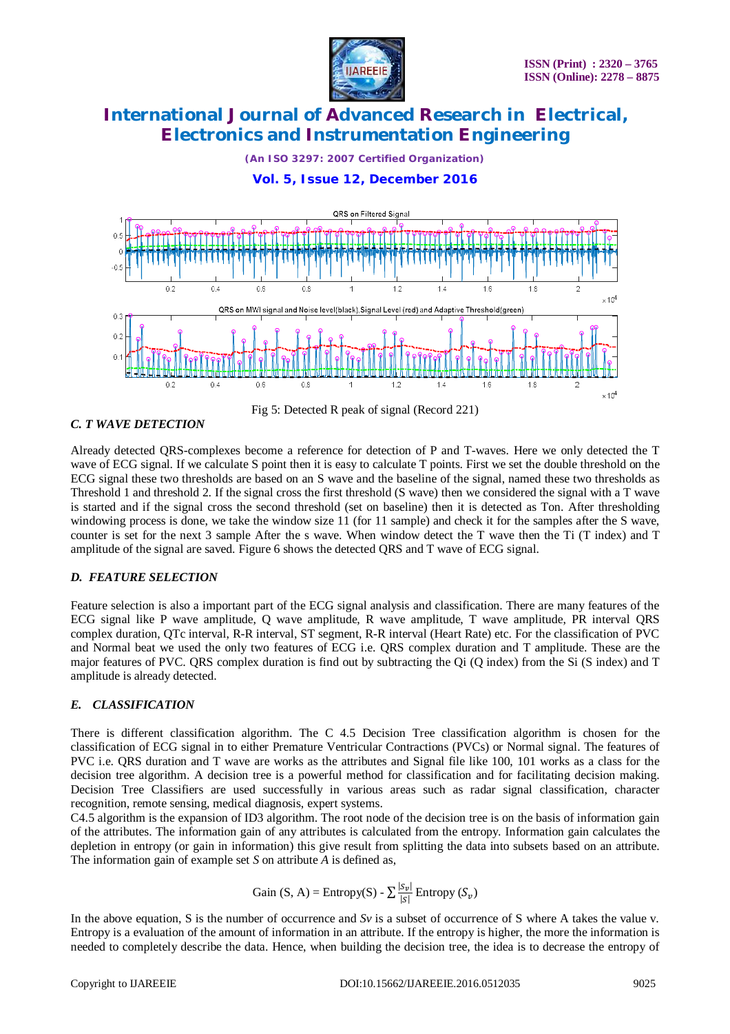Fig 5: Detected R peak of signal (Record 221)

### *C. T WAVE DETECTION*

Already detected QRS-complexes become a reference for detection of P and T-waves. Here we only detected the T wave of ECG signal. If we calculate S point then it is easy to calculate T points. First we set the double threshold on the ECG signal these two thresholds are based on an S wave and the baseline of the signal, named these two thresholds as Threshold 1 and threshold 2. If the signal cross the first threshold (S wave) then we considered the signal with a T wave is started and if the signal cross the second threshold (set on baseline) then it is detected as Ton. After thresholding windowing process is done, we take the window size 11 (for 11 sample) and check it for the samples after the S wave, counter is set for the next 3 sample After the s wave. When window detect the T wave then the Ti (T index) and T amplitude of the signal are saved. Figure 6 shows the detected QRS and T wave of ECG signal.

### *D. FEATURE SELECTION*

Feature selection is also a important part of the ECG signal analysis and classification. There are many features of the ECG signal like P wave amplitude, Q wave amplitude, R wave amplitude, T wave amplitude, PR interval QRS complex duration, QTc interval, R-R interval, ST segment, R-R interval (Heart Rate) etc. For the classification of PVC and Normal beat we used the only two features of ECG i.e. QRS complex duration and T amplitude. These are the major features of PVC. QRS complex duration is find out by subtracting the Qi (Q index) from the Si (S index) and T amplitude is already detected.

### *E. CLASSIFICATION*

There is different classification algorithm. The C 4.5 Decision Tree classification algorithm is chosen for the classification of ECG signal in to either Premature Ventricular Contractions (PVCs) or Normal signal. The features of PVC i.e. QRS duration and T wave are works as the attributes and Signal file like 100, 101 works as a class for the decision tree algorithm. A decision tree is a powerful method for classification and for facilitating decision making. Decision Tree Classifiers are used successfully in various areas such as radar signal classification, character recognition, remote sensing, medical diagnosis, expert systems.

C4.5 algorithm is the expansion of ID3 algorithm. The root node of the decision tree is on the basis of information gain of the attributes. The information gain of any attributes is calculated from the entropy. Information gain calculates the depletion in entropy (or gain in information) this give result from splitting the data into subsets based on an attribute. The information gain of example set *S* on attribute *A* is defined as,

$$\text{Gain (S, A)} = \text{Entropy(S)} - \sum \frac{|S_v|}{|S|} \text{Entropy}\ (S_v)$$

In the above equation, S is the number of occurrence and *Sv* is a subset of occurrence of S where A takes the value v. Entropy is a evaluation of the amount of information in an attribute. If the entropy is higher, the more the information is needed to completely describe the data. Hence, when building the decision tree, the idea is to decrease the entropy of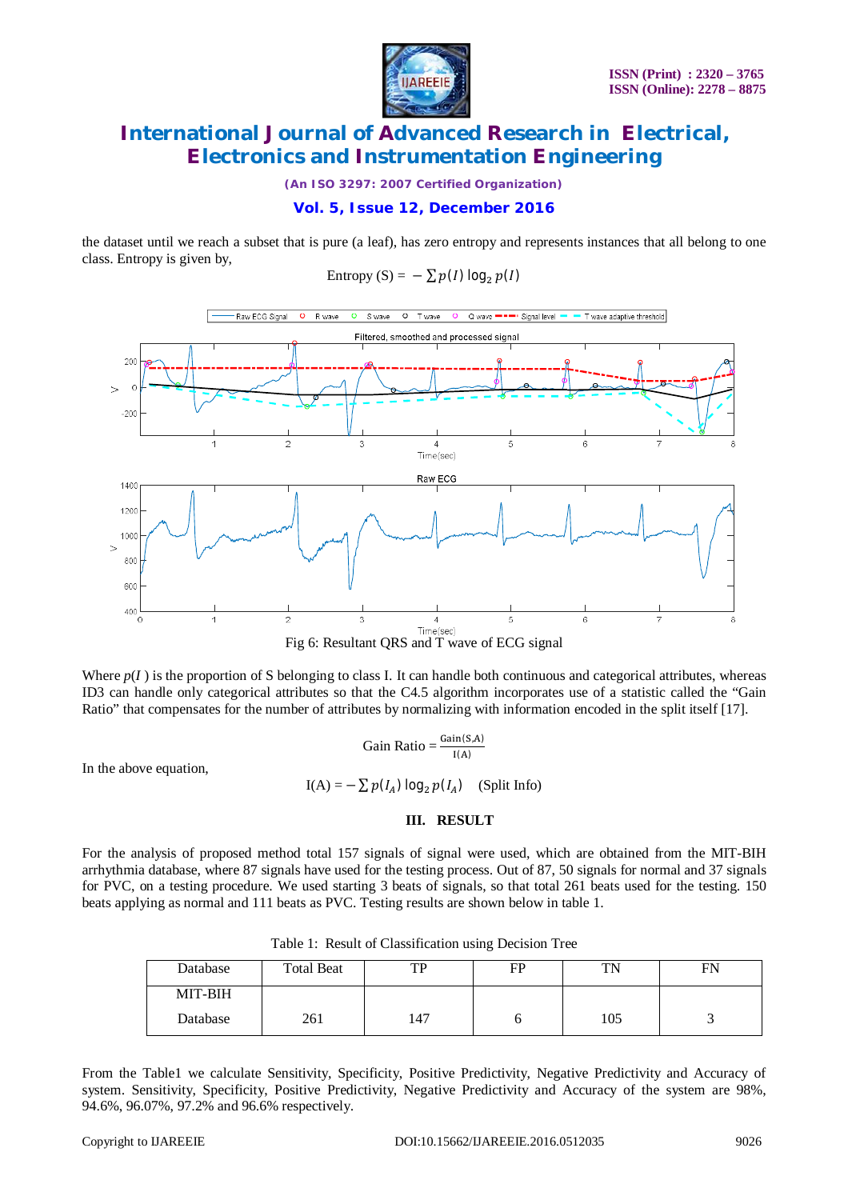the dataset until we reach a subset that is pure (a leaf), has zero entropy and represents instances that all belong to one class. Entropy is given by,

$$\text{Entropy (S)} = -\sum p(I)\log_2 p(I)$$

Fig 6: Resultant QRS and T wave of ECG signal

Where $p(I)$ is the proportion of S belonging to class I. It can handle both continuous and categorical attributes, whereas ID3 can handle only categorical attributes so that the C4.5 algorithm incorporates use of a statistic called the "Gain Ratio" that compensates for the number of attributes by normalizing with information encoded in the split itself [17].

$$\text{Gain Ratio} = \frac{\text{Gain(S,A)}}{\text{I(A)}}$$

In the above equation,

$$\text{I(A)} = -\sum p(I_A)\log_2 p(I_A) \quad \text{(Split Info)}$$

## III. RESULT

For the analysis of proposed method total 157 signals of signal were used, which are obtained from the MIT-BIH arrhythmia database, where 87 signals have used for the testing process. Out of 87, 50 signals for normal and 37 signals for PVC, on a testing procedure. We used starting 3 beats of signals, so that total 261 beats used for the testing. 150 beats applying as normal and 111 beats as PVC. Testing results are shown below in table 1.

Table 1: Result of Classification using Decision Tree

| Database | Total Beat | TP | FP | TN | FN |
|---|---|---|---|---|---|
| MIT-BIH Database | 261 | 147 | 6 | 105 | 3 |

From the Table1 we calculate Sensitivity, Specificity, Positive Predictivity, Negative Predictivity and Accuracy of system. Sensitivity, Specificity, Positive Predictivity, Negative Predictivity and Accuracy of the system are 98%, 94.6%, 96.07%, 97.2% and 96.6% respectively.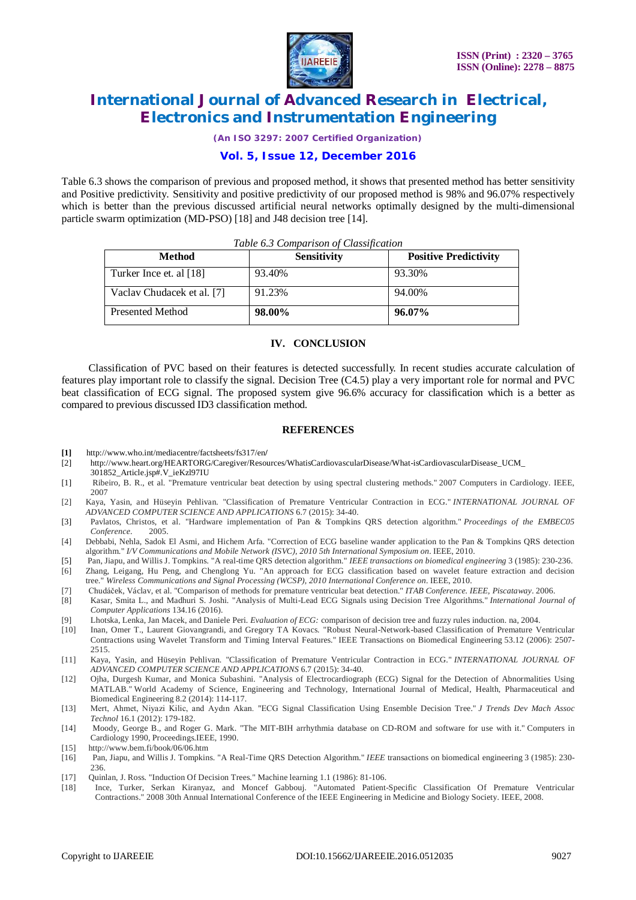Table 6.3 shows the comparison of previous and proposed method, it shows that presented method has better sensitivity and Positive predictivity. Sensitivity and positive predictivity of our proposed method is 98% and 96.07% respectively which is better than the previous discussed artificial neural networks optimally designed by the multi-dimensional particle swarm optimization (MD-PSO) [18] and J48 decision tree [14].

*Table 6.3 Comparison of Classification*

| Method | Sensitivity | Positive Predictivity |
|---|---|---|
| Turker Ince et. al [18] | 93.40% | 93.30% |
| Vaclav Chudacek et al. [7] | 91.23% | 94.00% |
| Presented Method | **98.00%** | **96.07%** |

## IV. CONCLUSION

Classification of PVC based on their features is detected successfully. In recent studies accurate calculation of features play important role to classify the signal. Decision Tree (C4.5) play a very important role for normal and PVC beat classification of ECG signal. The proposed system give 96.6% accuracy for classification which is a better as compared to previous discussed ID3 classification method.

## REFERENCES

**[1]** http://www.who.int/mediacentre/factsheets/fs317/en/

[2] http://www.heart.org/HEARTORG/Caregiver/Resources/WhatisCardiovascularDisease/What-isCardiovascularDisease_UCM_301852_Article.jsp#.V_ieKzl97IU

[1] Ribeiro, B. R., et al. "Premature ventricular beat detection by using spectral clustering methods." 2007 Computers in Cardiology. IEEE, 2007

[2] Kaya, Yasin, and Hüseyin Pehlivan. "Classification of Premature Ventricular Contraction in ECG." *INTERNATIONAL JOURNAL OF ADVANCED COMPUTER SCIENCE AND APPLICATIONS* 6.7 (2015): 34-40.

[3] Pavlatos, Christos, et al. "Hardware implementation of Pan & Tompkins QRS detection algorithm." *Proceedings of the EMBEC05 Conference*. 2005.

[4] Debbabi, Nehla, Sadok El Asmi, and Hichem Arfa. "Correction of ECG baseline wander application to the Pan & Tompkins QRS detection algorithm." *I/V Communications and Mobile Network (ISVC), 2010 5th International Symposium on*. IEEE, 2010.

[5] Pan, Jiapu, and Willis J. Tompkins. "A real-time QRS detection algorithm." *IEEE transactions on biomedical engineering* 3 (1985): 230-236.

[6] Zhang, Leigang, Hu Peng, and Chenglong Yu. "An approach for ECG classification based on wavelet feature extraction and decision tree." *Wireless Communications and Signal Processing (WCSP), 2010 International Conference on*. IEEE, 2010.

[7] Chudáček, Václav, et al. "Comparison of methods for premature ventricular beat detection." *ITAB Conference. IEEE, Piscataway*. 2006.

[8] Kasar, Smita L., and Madhuri S. Joshi. "Analysis of Multi-Lead ECG Signals using Decision Tree Algorithms." *International Journal of Computer Applications* 134.16 (2016).

[9] Lhotska, Lenka, Jan Macek, and Daniele Peri. *Evaluation of ECG:* comparison of decision tree and fuzzy rules induction. na, 2004.

[10] Inan, Omer T., Laurent Giovangrandi, and Gregory TA Kovacs. "Robust Neural-Network-based Classification of Premature Ventricular Contractions using Wavelet Transform and Timing Interval Features." IEEE Transactions on Biomedical Engineering 53.12 (2006): 2507-2515.

[11] Kaya, Yasin, and Hüseyin Pehlivan. "Classification of Premature Ventricular Contraction in ECG." *INTERNATIONAL JOURNAL OF ADVANCED COMPUTER SCIENCE AND APPLICATIONS* 6.7 (2015): 34-40.

[12] Ojha, Durgesh Kumar, and Monica Subashini. "Analysis of Electrocardiograph (ECG) Signal for the Detection of Abnormalities Using MATLAB." World Academy of Science, Engineering and Technology, International Journal of Medical, Health, Pharmaceutical and Biomedical Engineering 8.2 (2014): 114-117.

[13] Mert, Ahmet, Niyazi Kilic, and Aydın Akan. "ECG Signal Classification Using Ensemble Decision Tree." *J Trends Dev Mach Assoc Technol* 16.1 (2012): 179-182.

[14] Moody, George B., and Roger G. Mark. "The MIT-BIH arrhythmia database on CD-ROM and software for use with it." Computers in Cardiology 1990, Proceedings.IEEE, 1990.

[15] http://www.bem.fi/book/06/06.htm

[16] Pan, Jiapu, and Willis J. Tompkins. "A Real-Time QRS Detection Algorithm." *IEEE* transactions on biomedical engineering 3 (1985): 230-236.

[17] Quinlan, J. Ross. "Induction Of Decision Trees." Machine learning 1.1 (1986): 81-106.

[18] Ince, Turker, Serkan Kiranyaz, and Moncef Gabbouj. "Automated Patient-Specific Classification Of Premature Ventricular Contractions." 2008 30th Annual International Conference of the IEEE Engineering in Medicine and Biology Society. IEEE, 2008.